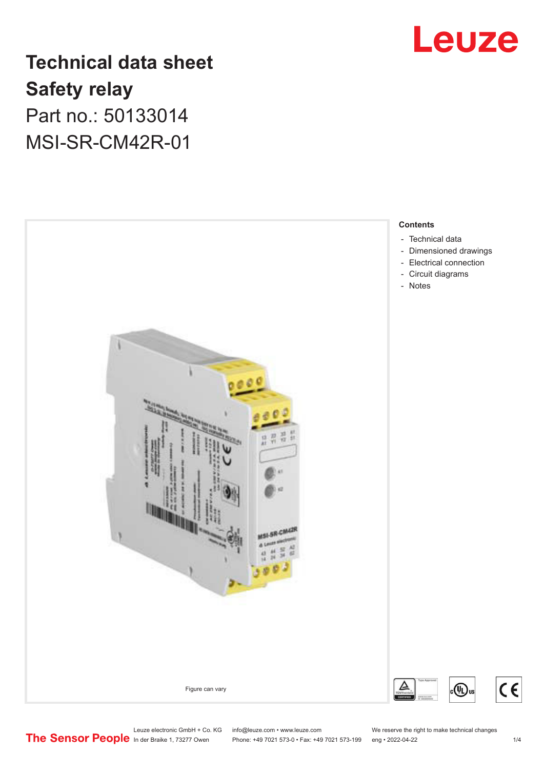# Technical data sheet
# Safety relay
## Part no.: 50133014
## MSI-SR-CM42R-01

Leuze

Figure can vary

**Contents**

- Technical data
- Dimensioned drawings
- Electrical connection
- Circuit diagrams
- Notes

Leuze electronic GmbH + Co. KG
In der Braike 1, 73277 Owen

info@leuze.com • www.leuze.com
Phone: +49 7021 573-0 • Fax: +49 7021 573-199

We reserve the right to make technical changes
eng • 2022-04-22

The Sensor People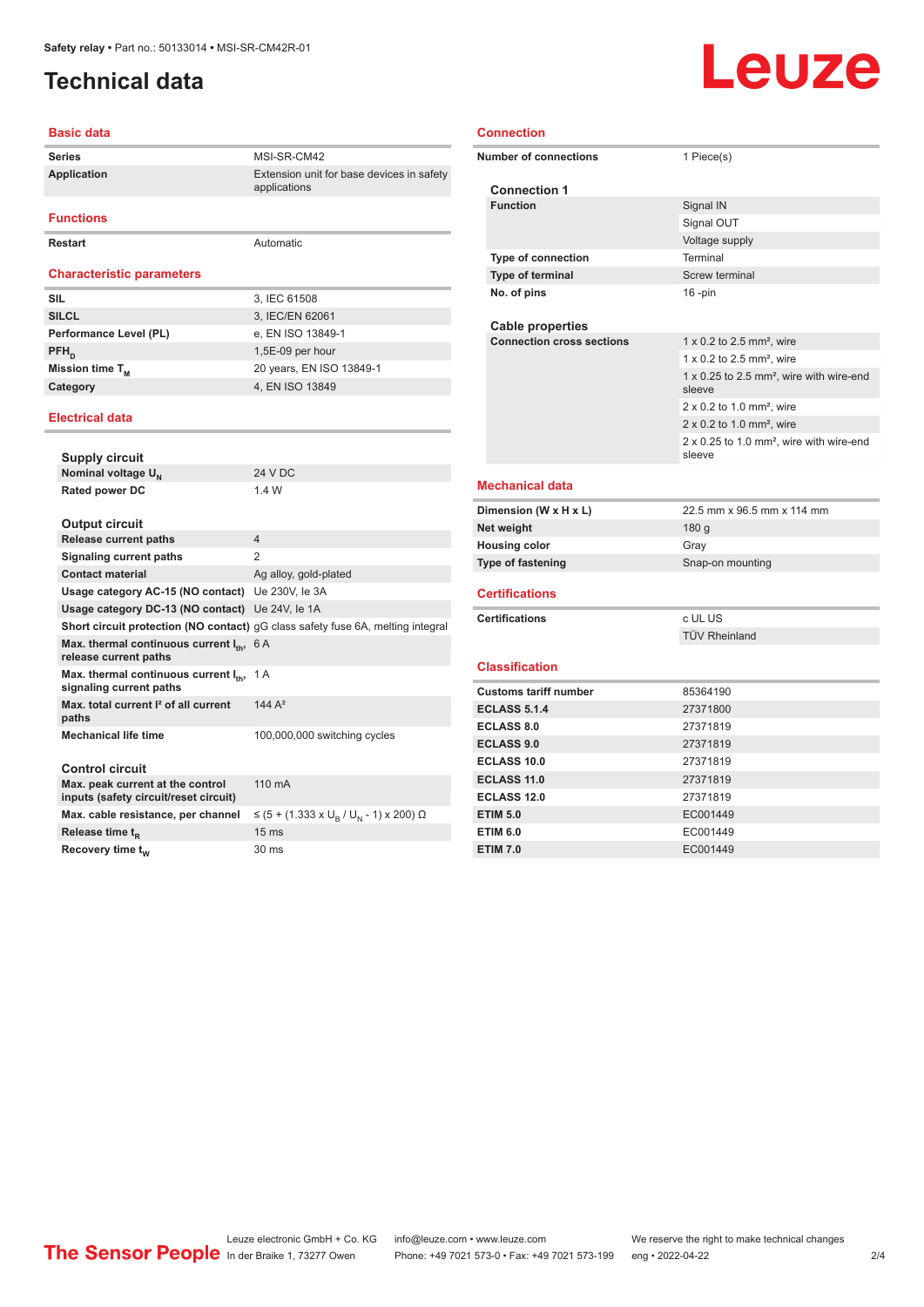Safety relay • Part no.: 50133014 • MSI-SR-CM42R-01

# Technical data

## Basic data

| | |
|---|---|
| **Series** | MSI-SR-CM42 |
| **Application** | Extension unit for base devices in safety applications |

## Functions

| | |
|---|---|
| **Restart** | Automatic |

## Characteristic parameters

| | |
|---|---|
| **SIL** | 3, IEC 61508 |
| **SILCL** | 3, IEC/EN 62061 |
| **Performance Level (PL)** | e, EN ISO 13849-1 |
| **$PFH_D$** | 1,5E-09 per hour |
| **Mission time $T_M$** | 20 years, EN ISO 13849-1 |
| **Category** | 4, EN ISO 13849 |

## Electrical data

### Supply circuit

| | |
|---|---|
| **Nominal voltage $U_N$** | 24 V DC |
| **Rated power DC** | 1.4 W |

### Output circuit

| | |
|---|---|
| **Release current paths** | 4 |
| **Signaling current paths** | 2 |
| **Contact material** | Ag alloy, gold-plated |
| **Usage category AC-15 (NO contact)** | Ue 230V, Ie 3A |
| **Usage category DC-13 (NO contact)** | Ue 24V, Ie 1A |
| **Short circuit protection (NO contact)** | gG class safety fuse 6A, melting integral |
| **Max. thermal continuous current $I_{th}$, release current paths** | 6 A |
| **Max. thermal continuous current $I_{th}$, signaling current paths** | 1 A |
| **Max. total current I² of all current paths** | 144 A² |
| **Mechanical life time** | 100,000,000 switching cycles |

### Control circuit

| | |
|---|---|
| **Max. peak current at the control inputs (safety circuit/reset circuit)** | 110 mA |
| **Max. cable resistance, per channel** | $\leq (5 + (1.333 \times U_B / U_N - 1) \times 200)\ \Omega$ |
| **Release time $t_R$** | 15 ms |
| **Recovery time $t_W$** | 30 ms |

## Connection

| | |
|---|---|
| **Number of connections** | 1 Piece(s) |

### Connection 1

| | |
|---|---|
| **Function** | Signal IN |
| | Signal OUT |
| | Voltage supply |
| **Type of connection** | Terminal |
| **Type of terminal** | Screw terminal |
| **No. of pins** | 16 -pin |

### Cable properties

| | |
|---|---|
| **Connection cross sections** | 1 x 0.2 to 2.5 mm², wire |
| | 1 x 0.2 to 2.5 mm², wire |
| | 1 x 0.25 to 2.5 mm², wire with wire-end sleeve |
| | 2 x 0.2 to 1.0 mm², wire |
| | 2 x 0.2 to 1.0 mm², wire |
| | 2 x 0.25 to 1.0 mm², wire with wire-end sleeve |

## Mechanical data

| | |
|---|---|
| **Dimension (W x H x L)** | 22.5 mm x 96.5 mm x 114 mm |
| **Net weight** | 180 g |
| **Housing color** | Gray |
| **Type of fastening** | Snap-on mounting |

## Certifications

| | |
|---|---|
| **Certifications** | c UL US |
| | TÜV Rheinland |

## Classification

| | |
|---|---|
| **Customs tariff number** | 85364190 |
| **ECLASS 5.1.4** | 27371800 |
| **ECLASS 8.0** | 27371819 |
| **ECLASS 9.0** | 27371819 |
| **ECLASS 10.0** | 27371819 |
| **ECLASS 11.0** | 27371819 |
| **ECLASS 12.0** | 27371819 |
| **ETIM 5.0** | EC001449 |
| **ETIM 6.0** | EC001449 |
| **ETIM 7.0** | EC001449 |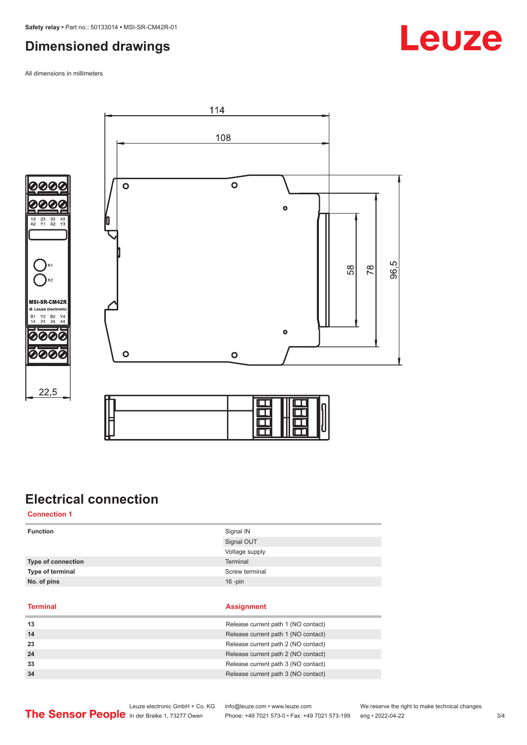# Dimensioned drawings

All dimensions in millimeters

# Electrical connection

## Connection 1

| Function | Signal IN |
| --- | --- |
| | Signal OUT |
| | Voltage supply |
| Type of connection | Terminal |
| Type of terminal | Screw terminal |
| No. of pins | 16 -pin |

| Terminal | Assignment |
| --- | --- |
| 13 | Release current path 1 (NO contact) |
| 14 | Release current path 1 (NO contact) |
| 23 | Release current path 2 (NO contact) |
| 24 | Release current path 2 (NO contact) |
| 33 | Release current path 3 (NO contact) |
| 34 | Release current path 3 (NO contact) |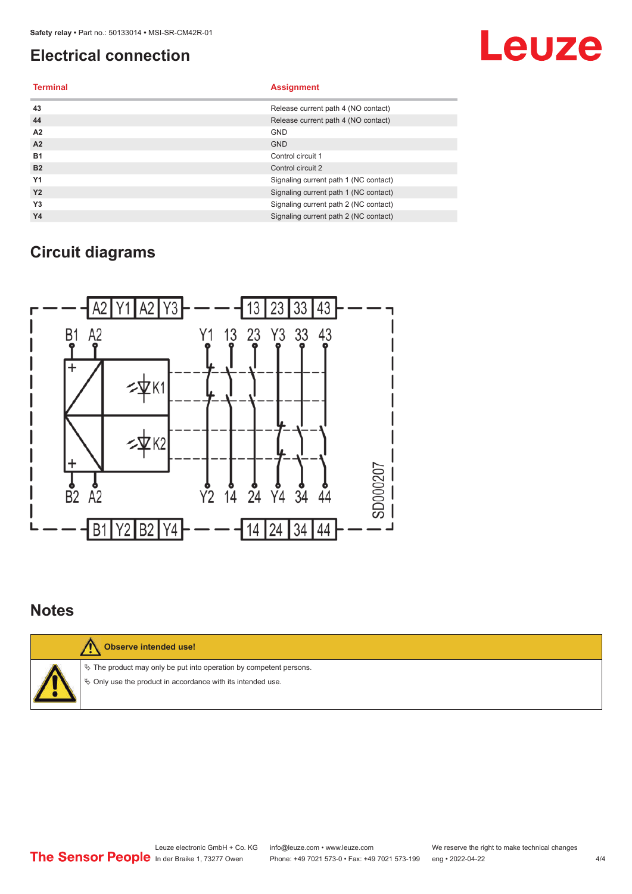## Electrical connection

| Terminal | Assignment |
| --- | --- |
| 43 | Release current path 4 (NO contact) |
| 44 | Release current path 4 (NO contact) |
| A2 | GND |
| A2 | GND |
| B1 | Control circuit 1 |
| B2 | Control circuit 2 |
| Y1 | Signaling current path 1 (NC contact) |
| Y2 | Signaling current path 1 (NC contact) |
| Y3 | Signaling current path 2 (NC contact) |
| Y4 | Signaling current path 2 (NC contact) |

## Circuit diagrams

A2 Y1 A2 Y3 13 23 33 43

B1 A2 Y1 13 23 Y3 33 43

K1

K2

B2 A2 Y2 14 24 Y4 34 44

B1 Y2 B2 Y4 14 24 34 44

SD000207

## Notes

**Observe intended use!**

- The product may only be put into operation by competent persons.
- Only use the product in accordance with its intended use.